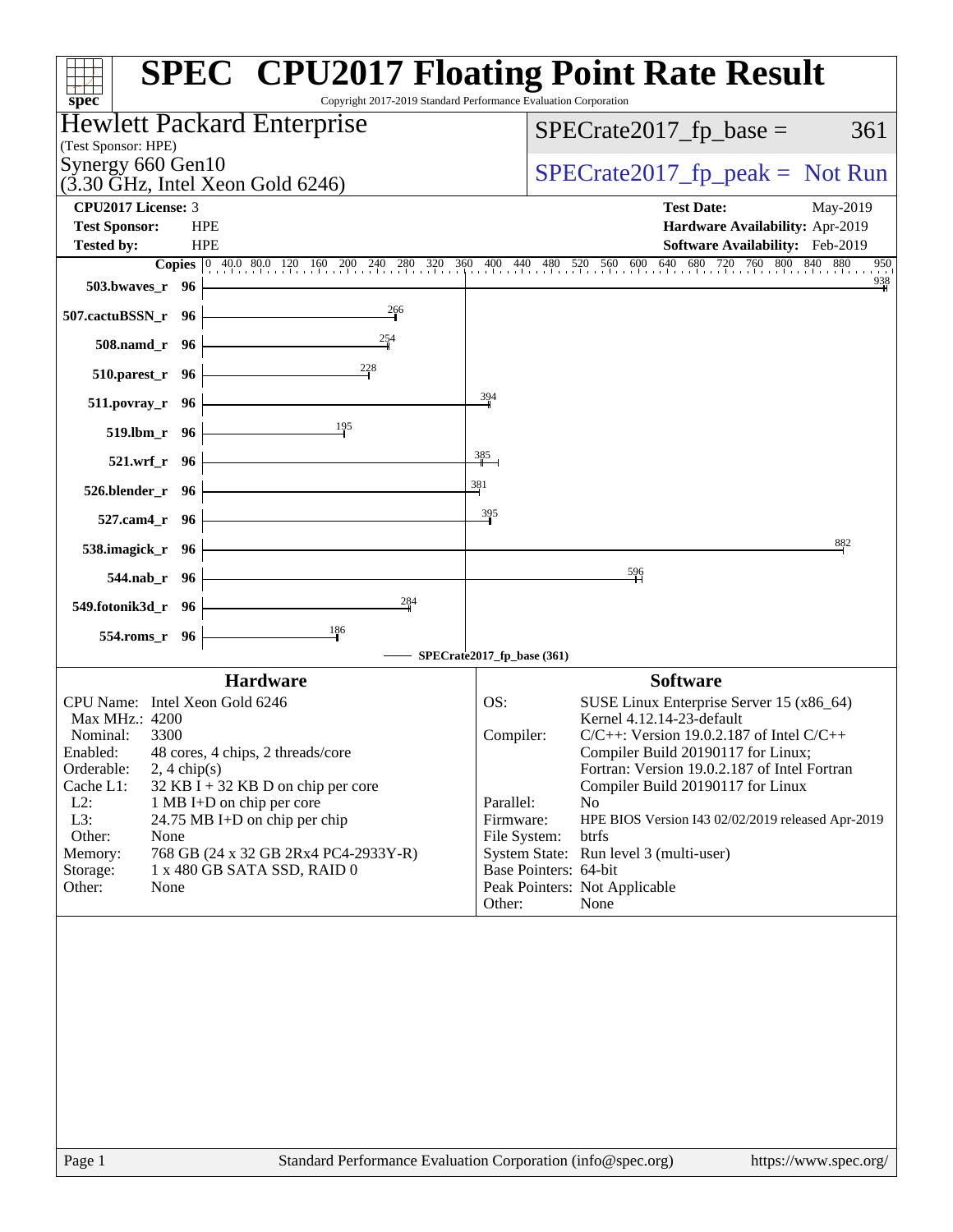# SPEC CPU2017 Floating Point Rate Result

Copyright 2017-2019 Standard Performance Evaluation Corporation

**Hewlett Packard Enterprise**
(Test Sponsor: HPE)
Synergy 660 Gen10
(3.30 GHz, Intel Xeon Gold 6246)

SPECrate2017_fp_base = 361

SPECrate2017_fp_peak = Not Run

| | | | |
|---|---|---|---|
| **CPU2017 License:** | 3 | **Test Date:** | May-2019 |
| **Test Sponsor:** | HPE | **Hardware Availability:** | Apr-2019 |
| **Tested by:** | HPE | **Software Availability:** | Feb-2019 |

| Benchmark | Copies | SPECrate2017_fp_base |
|---|---|---|
| 503.bwaves_r | 96 | 938 |
| 507.cactuBSSN_r | 96 | 266 |
| 508.namd_r | 96 | 254 |
| 510.parest_r | 96 | 228 |
| 511.povray_r | 96 | 394 |
| 519.lbm_r | 96 | 195 |
| 521.wrf_r | 96 | 385 |
| 526.blender_r | 96 | 381 |
| 527.cam4_r | 96 | 395 |
| 538.imagick_r | 96 | 882 |
| 544.nab_r | 96 | 596 |
| 549.fotonik3d_r | 96 | 284 |
| 554.roms_r | 96 | 186 |

SPECrate2017_fp_base (361)

## Hardware

| | |
|---|---|
| CPU Name: | Intel Xeon Gold 6246 |
| Max MHz.: | 4200 |
| Nominal: | 3300 |
| Enabled: | 48 cores, 4 chips, 2 threads/core |
| Orderable: | 2, 4 chip(s) |
| Cache L1: | 32 KB I + 32 KB D on chip per core |
| L2: | 1 MB I+D on chip per core |
| L3: | 24.75 MB I+D on chip per chip |
| Other: | None |
| Memory: | 768 GB (24 x 32 GB 2Rx4 PC4-2933Y-R) |
| Storage: | 1 x 480 GB SATA SSD, RAID 0 |
| Other: | None |

## Software

| | |
|---|---|
| OS: | SUSE Linux Enterprise Server 15 (x86_64) Kernel 4.12.14-23-default |
| Compiler: | C/C++: Version 19.0.2.187 of Intel C/C++ Compiler Build 20190117 for Linux; Fortran: Version 19.0.2.187 of Intel Fortran Compiler Build 20190117 for Linux |
| Parallel: | No |
| Firmware: | HPE BIOS Version I43 02/02/2019 released Apr-2019 |
| File System: | btrfs |
| System State: | Run level 3 (multi-user) |
| Base Pointers: | 64-bit |
| Peak Pointers: | Not Applicable |
| Other: | None |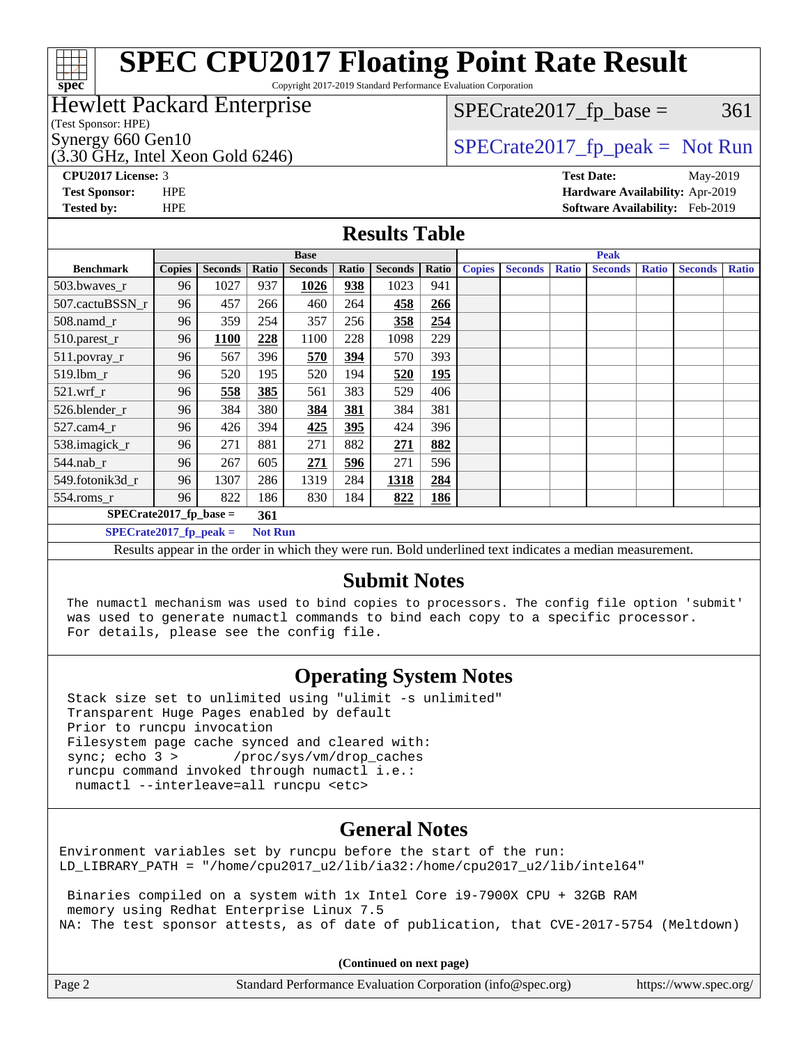# SPEC CPU2017 Floating Point Rate Result

Copyright 2017-2019 Standard Performance Evaluation Corporation

**Hewlett Packard Enterprise**
(Test Sponsor: HPE)

Synergy 660 Gen10
(3.30 GHz, Intel Xeon Gold 6246)

SPECrate2017_fp_base = 361

SPECrate2017_fp_peak = Not Run

**CPU2017 License:** 3
**Test Sponsor:** HPE
**Tested by:** HPE

**Test Date:** May-2019
**Hardware Availability:** Apr-2019
**Software Availability:** Feb-2019

## Results Table

| Benchmark | Base | | | | | | | Peak | | | | | | |
|---|---|---|---|---|---|---|---|---|---|---|---|---|---|---|
| | Copies | Seconds | Ratio | Seconds | Ratio | Seconds | Ratio | Copies | Seconds | Ratio | Seconds | Ratio | Seconds | Ratio |
| 503.bwaves_r | 96 | 1027 | 937 | **1026** | **938** | 1023 | 941 | | | | | | | |
| 507.cactuBSSN_r | 96 | 457 | 266 | 460 | 264 | **458** | **266** | | | | | | | |
| 508.namd_r | 96 | 359 | 254 | 357 | 256 | **358** | **254** | | | | | | | |
| 510.parest_r | 96 | **1100** | **228** | 1100 | 228 | 1098 | 229 | | | | | | | |
| 511.povray_r | 96 | 567 | 396 | **570** | **394** | 570 | 393 | | | | | | | |
| 519.lbm_r | 96 | 520 | 195 | 520 | 194 | **520** | **195** | | | | | | | |
| 521.wrf_r | 96 | **558** | **385** | 561 | 383 | 529 | 406 | | | | | | | |
| 526.blender_r | 96 | 384 | 380 | **384** | **381** | 384 | 381 | | | | | | | |
| 527.cam4_r | 96 | 426 | 394 | **425** | **395** | 424 | 396 | | | | | | | |
| 538.imagick_r | 96 | 271 | 881 | 271 | 882 | **271** | **882** | | | | | | | |
| 544.nab_r | 96 | 267 | 605 | **271** | **596** | 271 | 596 | | | | | | | |
| 549.fotonik3d_r | 96 | 1307 | 286 | 1319 | 284 | **1318** | **284** | | | | | | | |
| 554.roms_r | 96 | 822 | 186 | 830 | 184 | **822** | **186** | | | | | | | |

**SPECrate2017_fp_base = 361**

**SPECrate2017_fp_peak = Not Run**

Results appear in the order in which they were run. Bold underlined text indicates a median measurement.

## Submit Notes

```
The numactl mechanism was used to bind copies to processors. The config file option 'submit'
was used to generate numactl commands to bind each copy to a specific processor.
For details, please see the config file.
```

## Operating System Notes

```
Stack size set to unlimited using "ulimit -s unlimited"
Transparent Huge Pages enabled by default
Prior to runcpu invocation
Filesystem page cache synced and cleared with:
sync; echo 3 >       /proc/sys/vm/drop_caches
runcpu command invoked through numactl i.e.:
 numactl --interleave=all runcpu <etc>
```

## General Notes

```
Environment variables set by runcpu before the start of the run:
LD_LIBRARY_PATH = "/home/cpu2017_u2/lib/ia32:/home/cpu2017_u2/lib/intel64"

 Binaries compiled on a system with 1x Intel Core i9-7900X CPU + 32GB RAM
 memory using Redhat Enterprise Linux 7.5
NA: The test sponsor attests, as of date of publication, that CVE-2017-5754 (Meltdown)
```

**(Continued on next page)**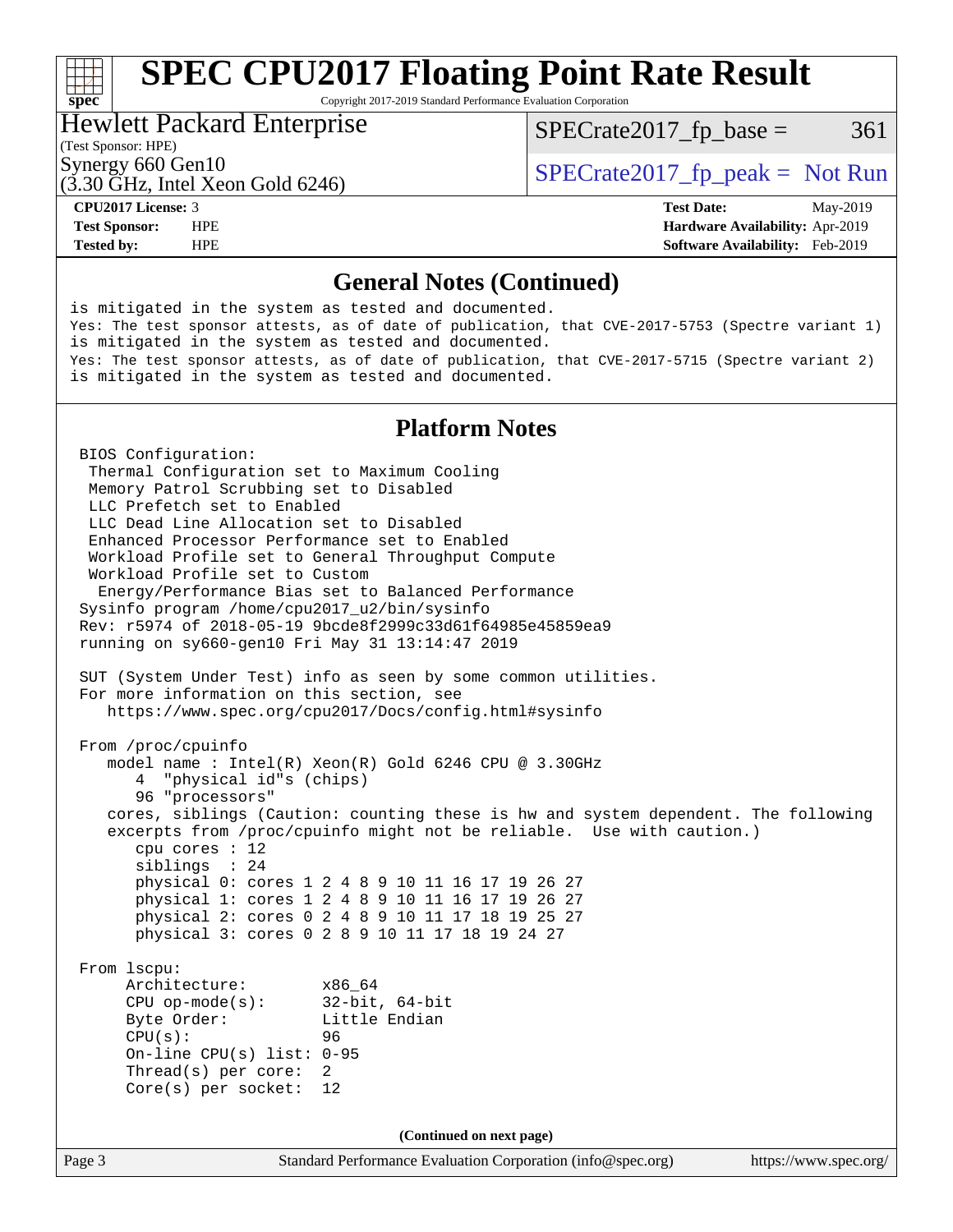# SPEC CPU2017 Floating Point Rate Result

Copyright 2017-2019 Standard Performance Evaluation Corporation

**Hewlett Packard Enterprise**
(Test Sponsor: HPE)
Synergy 660 Gen10
(3.30 GHz, Intel Xeon Gold 6246)

SPECrate2017_fp_base = 361

SPECrate2017_fp_peak = Not Run

| | | | |
|---|---|---|---|
| **CPU2017 License:** | 3 | **Test Date:** | May-2019 |
| **Test Sponsor:** | HPE | **Hardware Availability:** | Apr-2019 |
| **Tested by:** | HPE | **Software Availability:** | Feb-2019 |

## General Notes (Continued)

```
is mitigated in the system as tested and documented.
Yes: The test sponsor attests, as of date of publication, that CVE-2017-5753 (Spectre variant 1)
is mitigated in the system as tested and documented.
Yes: The test sponsor attests, as of date of publication, that CVE-2017-5715 (Spectre variant 2)
is mitigated in the system as tested and documented.
```

## Platform Notes

```
BIOS Configuration:
 Thermal Configuration set to Maximum Cooling
 Memory Patrol Scrubbing set to Disabled
 LLC Prefetch set to Enabled
 LLC Dead Line Allocation set to Disabled
 Enhanced Processor Performance set to Enabled
 Workload Profile set to General Throughput Compute
 Workload Profile set to Custom
  Energy/Performance Bias set to Balanced Performance
Sysinfo program /home/cpu2017_u2/bin/sysinfo
Rev: r5974 of 2018-05-19 9bcde8f2999c33d61f64985e45859ea9
running on sy660-gen10 Fri May 31 13:14:47 2019

SUT (System Under Test) info as seen by some common utilities.
For more information on this section, see
   https://www.spec.org/cpu2017/Docs/config.html#sysinfo

From /proc/cpuinfo
   model name : Intel(R) Xeon(R) Gold 6246 CPU @ 3.30GHz
      4  "physical id"s (chips)
      96 "processors"
   cores, siblings (Caution: counting these is hw and system dependent. The following
   excerpts from /proc/cpuinfo might not be reliable.  Use with caution.)
      cpu cores : 12
      siblings  : 24
      physical 0: cores 1 2 4 8 9 10 11 16 17 19 26 27
      physical 1: cores 1 2 4 8 9 10 11 16 17 19 26 27
      physical 2: cores 0 2 4 8 9 10 11 17 18 19 25 27
      physical 3: cores 0 2 8 9 10 11 17 18 19 24 27

From lscpu:
     Architecture:        x86_64
     CPU op-mode(s):      32-bit, 64-bit
     Byte Order:          Little Endian
     CPU(s):              96
     On-line CPU(s) list: 0-95
     Thread(s) per core:  2
     Core(s) per socket:  12
```

(Continued on next page)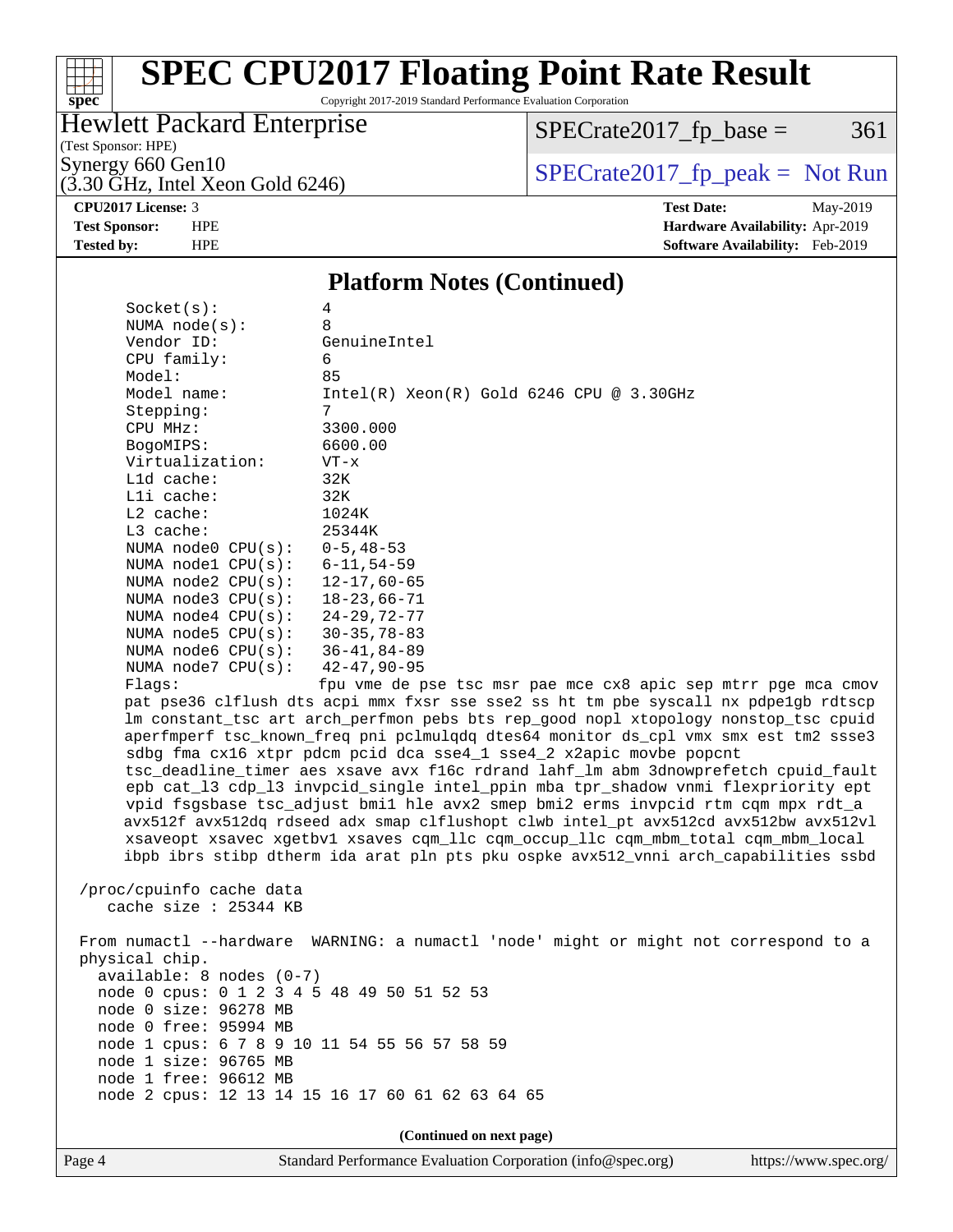## Platform Notes (Continued)

```
Socket(s):            4
NUMA node(s):         8
Vendor ID:            GenuineIntel
CPU family:           6
Model:                85
Model name:           Intel(R) Xeon(R) Gold 6246 CPU @ 3.30GHz
Stepping:             7
CPU MHz:              3300.000
BogoMIPS:             6600.00
Virtualization:       VT-x
L1d cache:            32K
L1i cache:            32K
L2 cache:             1024K
L3 cache:             25344K
NUMA node0 CPU(s):    0-5,48-53
NUMA node1 CPU(s):    6-11,54-59
NUMA node2 CPU(s):    12-17,60-65
NUMA node3 CPU(s):    18-23,66-71
NUMA node4 CPU(s):    24-29,72-77
NUMA node5 CPU(s):    30-35,78-83
NUMA node6 CPU(s):    36-41,84-89
NUMA node7 CPU(s):    42-47,90-95
Flags:                fpu vme de pse tsc msr pae mce cx8 apic sep mtrr pge mca cmov
pat pse36 clflush dts acpi mmx fxsr sse sse2 ss ht tm pbe syscall nx pdpe1gb rdtscp
lm constant_tsc art arch_perfmon pebs bts rep_good nopl xtopology nonstop_tsc cpuid
aperfmperf tsc_known_freq pni pclmulqdq dtes64 monitor ds_cpl vmx smx est tm2 ssse3
sdbg fma cx16 xtpr pdcm pcid dca sse4_1 sse4_2 x2apic movbe popcnt
tsc_deadline_timer aes xsave avx f16c rdrand lahf_lm abm 3dnowprefetch cpuid_fault
epb cat_l3 cdp_l3 invpcid_single intel_ppin mba tpr_shadow vnmi flexpriority ept
vpid fsgsbase tsc_adjust bmi1 hle avx2 smep bmi2 erms invpcid rtm cqm mpx rdt_a
avx512f avx512dq rdseed adx smap clflushopt clwb intel_pt avx512cd avx512bw avx512vl
xsaveopt xsavec xgetbv1 xsaves cqm_llc cqm_occup_llc cqm_mbm_total cqm_mbm_local
ibpb ibrs stibp dtherm ida arat pln pts pku ospke avx512_vnni arch_capabilities ssbd

/proc/cpuinfo cache data
   cache size : 25344 KB

From numactl --hardware  WARNING: a numactl 'node' might or might not correspond to a
physical chip.
  available: 8 nodes (0-7)
  node 0 cpus: 0 1 2 3 4 5 48 49 50 51 52 53
  node 0 size: 96278 MB
  node 0 free: 95994 MB
  node 1 cpus: 6 7 8 9 10 11 54 55 56 57 58 59
  node 1 size: 96765 MB
  node 1 free: 96612 MB
  node 2 cpus: 12 13 14 15 16 17 60 61 62 63 64 65
```

(Continued on next page)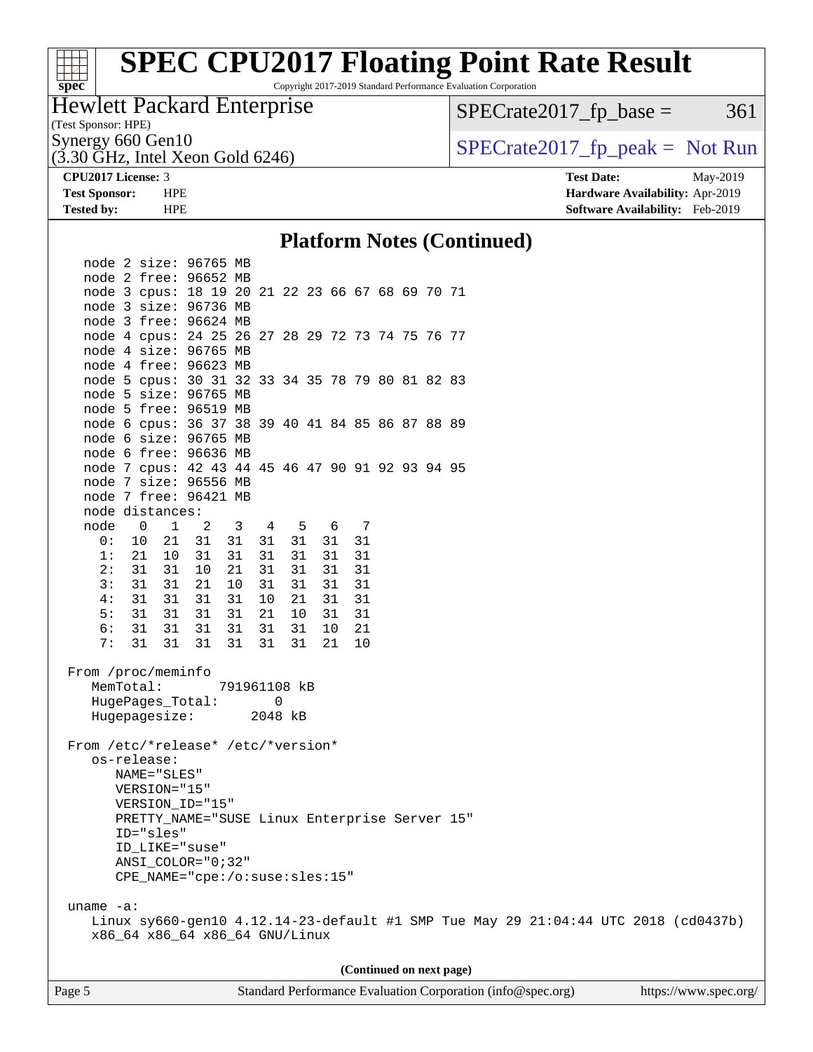## Platform Notes (Continued)

```
   node 2 size: 96765 MB
   node 2 free: 96652 MB
   node 3 cpus: 18 19 20 21 22 23 66 67 68 69 70 71
   node 3 size: 96736 MB
   node 3 free: 96624 MB
   node 4 cpus: 24 25 26 27 28 29 72 73 74 75 76 77
   node 4 size: 96765 MB
   node 4 free: 96623 MB
   node 5 cpus: 30 31 32 33 34 35 78 79 80 81 82 83
   node 5 size: 96765 MB
   node 5 free: 96519 MB
   node 6 cpus: 36 37 38 39 40 41 84 85 86 87 88 89
   node 6 size: 96765 MB
   node 6 free: 96636 MB
   node 7 cpus: 42 43 44 45 46 47 90 91 92 93 94 95
   node 7 size: 96556 MB
   node 7 free: 96421 MB
   node distances:
   node   0   1   2   3   4   5   6   7
     0:  10  21  31  31  31  31  31  31
     1:  21  10  31  31  31  31  31  31
     2:  31  31  10  21  31  31  31  31
     3:  31  31  21  10  31  31  31  31
     4:  31  31  31  31  10  21  31  31
     5:  31  31  31  31  21  10  31  31
     6:  31  31  31  31  31  31  10  21
     7:  31  31  31  31  31  31  21  10

 From /proc/meminfo
    MemTotal:       791961108 kB
    HugePages_Total:       0
    Hugepagesize:       2048 kB

 From /etc/*release* /etc/*version*
    os-release:
       NAME="SLES"
       VERSION="15"
       VERSION_ID="15"
       PRETTY_NAME="SUSE Linux Enterprise Server 15"
       ID="sles"
       ID_LIKE="suse"
       ANSI_COLOR="0;32"
       CPE_NAME="cpe:/o:suse:sles:15"

 uname -a:
    Linux sy660-gen10 4.12.14-23-default #1 SMP Tue May 29 21:04:44 UTC 2018 (cd0437b)
    x86_64 x86_64 x86_64 GNU/Linux
```

(Continued on next page)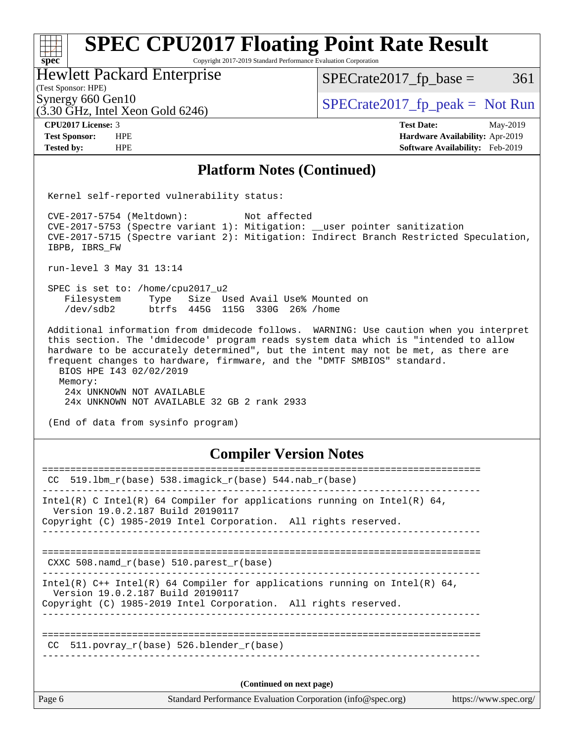# SPEC CPU2017 Floating Point Rate Result

Copyright 2017-2019 Standard Performance Evaluation Corporation

**Hewlett Packard Enterprise**
(Test Sponsor: HPE)
Synergy 660 Gen10
(3.30 GHz, Intel Xeon Gold 6246)

SPECrate2017_fp_base = 361
SPECrate2017_fp_peak = Not Run

| | | | |
|---|---|---|---|
| **CPU2017 License:** 3 | | **Test Date:** | May-2019 |
| **Test Sponsor:** | HPE | **Hardware Availability:** | Apr-2019 |
| **Tested by:** | HPE | **Software Availability:** | Feb-2019 |

## Platform Notes (Continued)

```
Kernel self-reported vulnerability status:

CVE-2017-5754 (Meltdown):          Not affected
CVE-2017-5753 (Spectre variant 1): Mitigation: __user pointer sanitization
CVE-2017-5715 (Spectre variant 2): Mitigation: Indirect Branch Restricted Speculation,
IBPB, IBRS_FW

run-level 3 May 31 13:14

SPEC is set to: /home/cpu2017_u2
   Filesystem     Type   Size  Used Avail Use% Mounted on
   /dev/sdb2      btrfs  445G  115G  330G  26% /home

Additional information from dmidecode follows.  WARNING: Use caution when you interpret
this section. The 'dmidecode' program reads system data which is "intended to allow
hardware to be accurately determined", but the intent may not be met, as there are
frequent changes to hardware, firmware, and the "DMTF SMBIOS" standard.
  BIOS HPE I43 02/02/2019
  Memory:
    24x UNKNOWN NOT AVAILABLE
    24x UNKNOWN NOT AVAILABLE 32 GB 2 rank 2933

(End of data from sysinfo program)
```

## Compiler Version Notes

```
==============================================================================
 CC  519.lbm_r(base) 538.imagick_r(base) 544.nab_r(base)
------------------------------------------------------------------------------
Intel(R) C Intel(R) 64 Compiler for applications running on Intel(R) 64,
  Version 19.0.2.187 Build 20190117
Copyright (C) 1985-2019 Intel Corporation.  All rights reserved.
------------------------------------------------------------------------------

==============================================================================
 CXXC 508.namd_r(base) 510.parest_r(base)
------------------------------------------------------------------------------
Intel(R) C++ Intel(R) 64 Compiler for applications running on Intel(R) 64,
  Version 19.0.2.187 Build 20190117
Copyright (C) 1985-2019 Intel Corporation.  All rights reserved.
------------------------------------------------------------------------------

==============================================================================
 CC  511.povray_r(base) 526.blender_r(base)
------------------------------------------------------------------------------
```

(Continued on next page)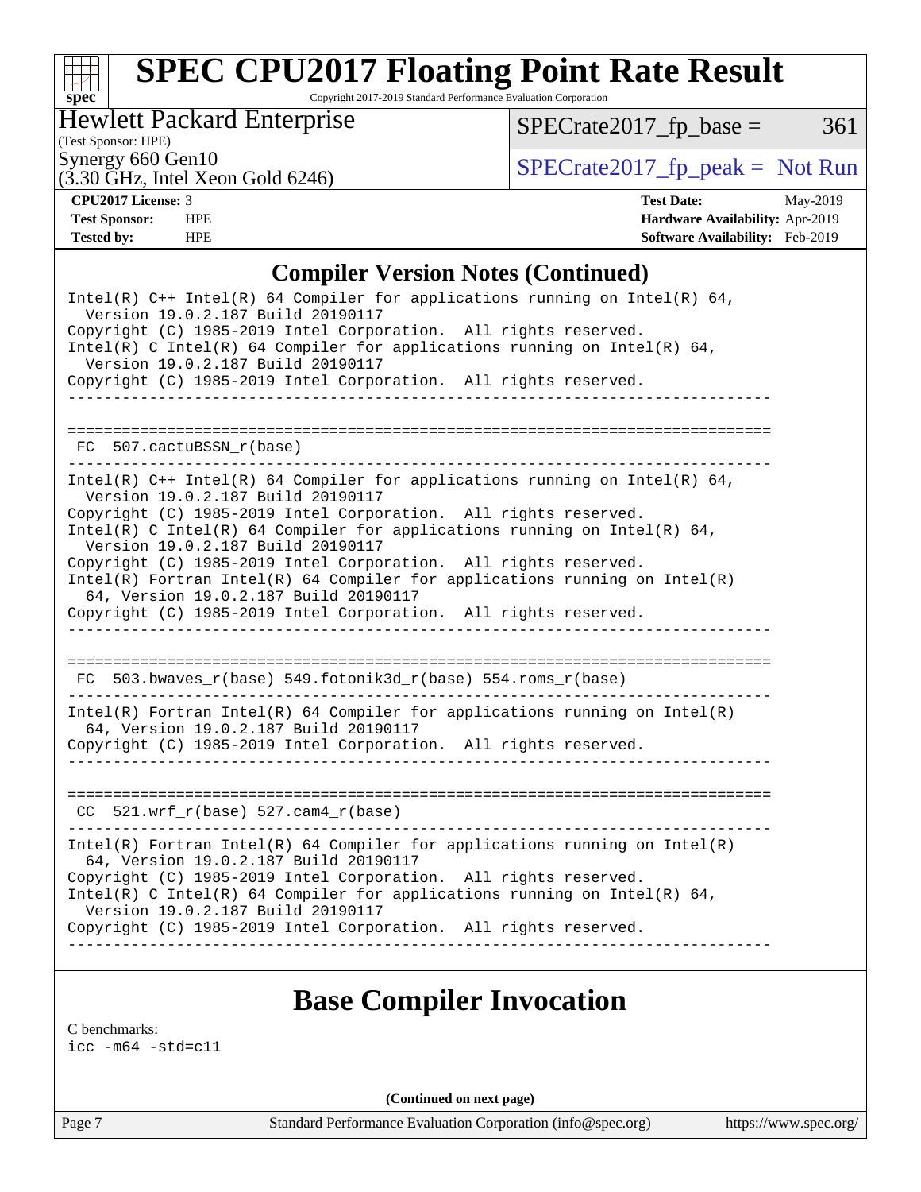# SPEC CPU2017 Floating Point Rate Result

Copyright 2017-2019 Standard Performance Evaluation Corporation

**Hewlett Packard Enterprise**
(Test Sponsor: HPE)
Synergy 660 Gen10
(3.30 GHz, Intel Xeon Gold 6246)

SPECrate2017_fp_base = 361

SPECrate2017_fp_peak = Not Run

| | | | |
|---|---|---|---|
| **CPU2017 License:** | 3 | **Test Date:** | May-2019 |
| **Test Sponsor:** | HPE | **Hardware Availability:** | Apr-2019 |
| **Tested by:** | HPE | **Software Availability:** | Feb-2019 |

## Compiler Version Notes (Continued)

```
Intel(R) C++ Intel(R) 64 Compiler for applications running on Intel(R) 64,
  Version 19.0.2.187 Build 20190117
Copyright (C) 1985-2019 Intel Corporation.  All rights reserved.
Intel(R) C Intel(R) 64 Compiler for applications running on Intel(R) 64,
  Version 19.0.2.187 Build 20190117
Copyright (C) 1985-2019 Intel Corporation.  All rights reserved.
------------------------------------------------------------------------------

==============================================================================
 FC  507.cactuBSSN_r(base)
------------------------------------------------------------------------------
Intel(R) C++ Intel(R) 64 Compiler for applications running on Intel(R) 64,
  Version 19.0.2.187 Build 20190117
Copyright (C) 1985-2019 Intel Corporation.  All rights reserved.
Intel(R) C Intel(R) 64 Compiler for applications running on Intel(R) 64,
  Version 19.0.2.187 Build 20190117
Copyright (C) 1985-2019 Intel Corporation.  All rights reserved.
Intel(R) Fortran Intel(R) 64 Compiler for applications running on Intel(R)
  64, Version 19.0.2.187 Build 20190117
Copyright (C) 1985-2019 Intel Corporation.  All rights reserved.
------------------------------------------------------------------------------

==============================================================================
 FC  503.bwaves_r(base) 549.fotonik3d_r(base) 554.roms_r(base)
------------------------------------------------------------------------------
Intel(R) Fortran Intel(R) 64 Compiler for applications running on Intel(R)
  64, Version 19.0.2.187 Build 20190117
Copyright (C) 1985-2019 Intel Corporation.  All rights reserved.
------------------------------------------------------------------------------

==============================================================================
 CC  521.wrf_r(base) 527.cam4_r(base)
------------------------------------------------------------------------------
Intel(R) Fortran Intel(R) 64 Compiler for applications running on Intel(R)
  64, Version 19.0.2.187 Build 20190117
Copyright (C) 1985-2019 Intel Corporation.  All rights reserved.
Intel(R) C Intel(R) 64 Compiler for applications running on Intel(R) 64,
  Version 19.0.2.187 Build 20190117
Copyright (C) 1985-2019 Intel Corporation.  All rights reserved.
------------------------------------------------------------------------------
```

## Base Compiler Invocation

C benchmarks:
icc -m64 -std=c11

**(Continued on next page)**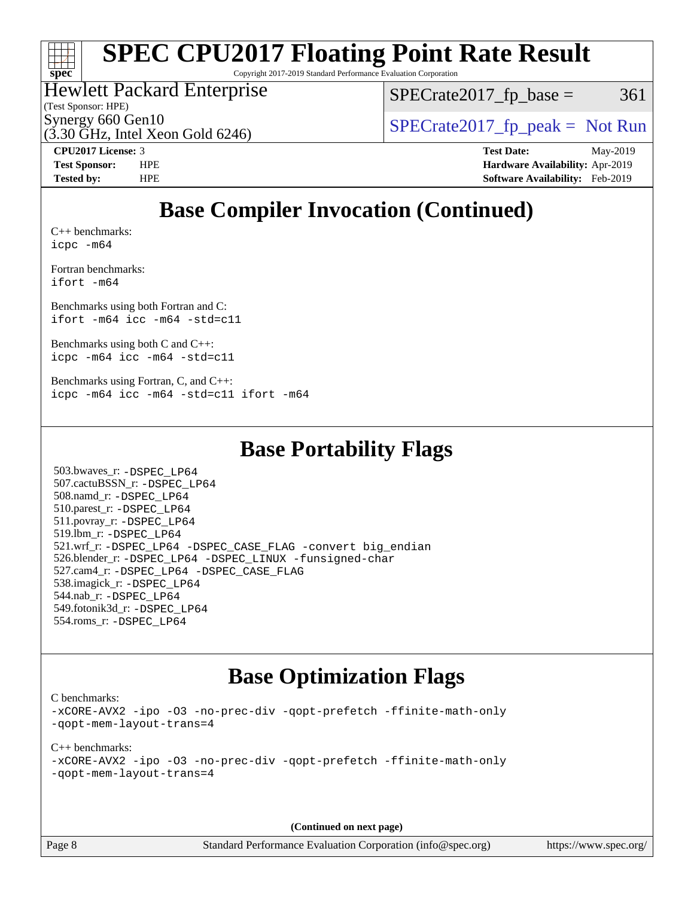# SPEC CPU2017 Floating Point Rate Result

Copyright 2017-2019 Standard Performance Evaluation Corporation

**Hewlett Packard Enterprise**
(Test Sponsor: HPE)
Synergy 660 Gen10
(3.30 GHz, Intel Xeon Gold 6246)

SPECrate2017_fp_base = 361

SPECrate2017_fp_peak = Not Run

**CPU2017 License:** 3
**Test Sponsor:** HPE
**Tested by:** HPE

**Test Date:** May-2019
**Hardware Availability:** Apr-2019
**Software Availability:** Feb-2019

## Base Compiler Invocation (Continued)

C++ benchmarks:
```
icpc -m64
```

Fortran benchmarks:
```
ifort -m64
```

Benchmarks using both Fortran and C:
```
ifort -m64 icc -m64 -std=c11
```

Benchmarks using both C and C++:
```
icpc -m64 icc -m64 -std=c11
```

Benchmarks using Fortran, C, and C++:
```
icpc -m64 icc -m64 -std=c11 ifort -m64
```

## Base Portability Flags

503.bwaves_r: -DSPEC_LP64
507.cactuBSSN_r: -DSPEC_LP64
508.namd_r: -DSPEC_LP64
510.parest_r: -DSPEC_LP64
511.povray_r: -DSPEC_LP64
519.lbm_r: -DSPEC_LP64
521.wrf_r: -DSPEC_LP64 -DSPEC_CASE_FLAG -convert big_endian
526.blender_r: -DSPEC_LP64 -DSPEC_LINUX -funsigned-char
527.cam4_r: -DSPEC_LP64 -DSPEC_CASE_FLAG
538.imagick_r: -DSPEC_LP64
544.nab_r: -DSPEC_LP64
549.fotonik3d_r: -DSPEC_LP64
554.roms_r: -DSPEC_LP64

## Base Optimization Flags

C benchmarks:
```
-xCORE-AVX2 -ipo -O3 -no-prec-div -qopt-prefetch -ffinite-math-only
-qopt-mem-layout-trans=4
```

C++ benchmarks:
```
-xCORE-AVX2 -ipo -O3 -no-prec-div -qopt-prefetch -ffinite-math-only
-qopt-mem-layout-trans=4
```

**(Continued on next page)**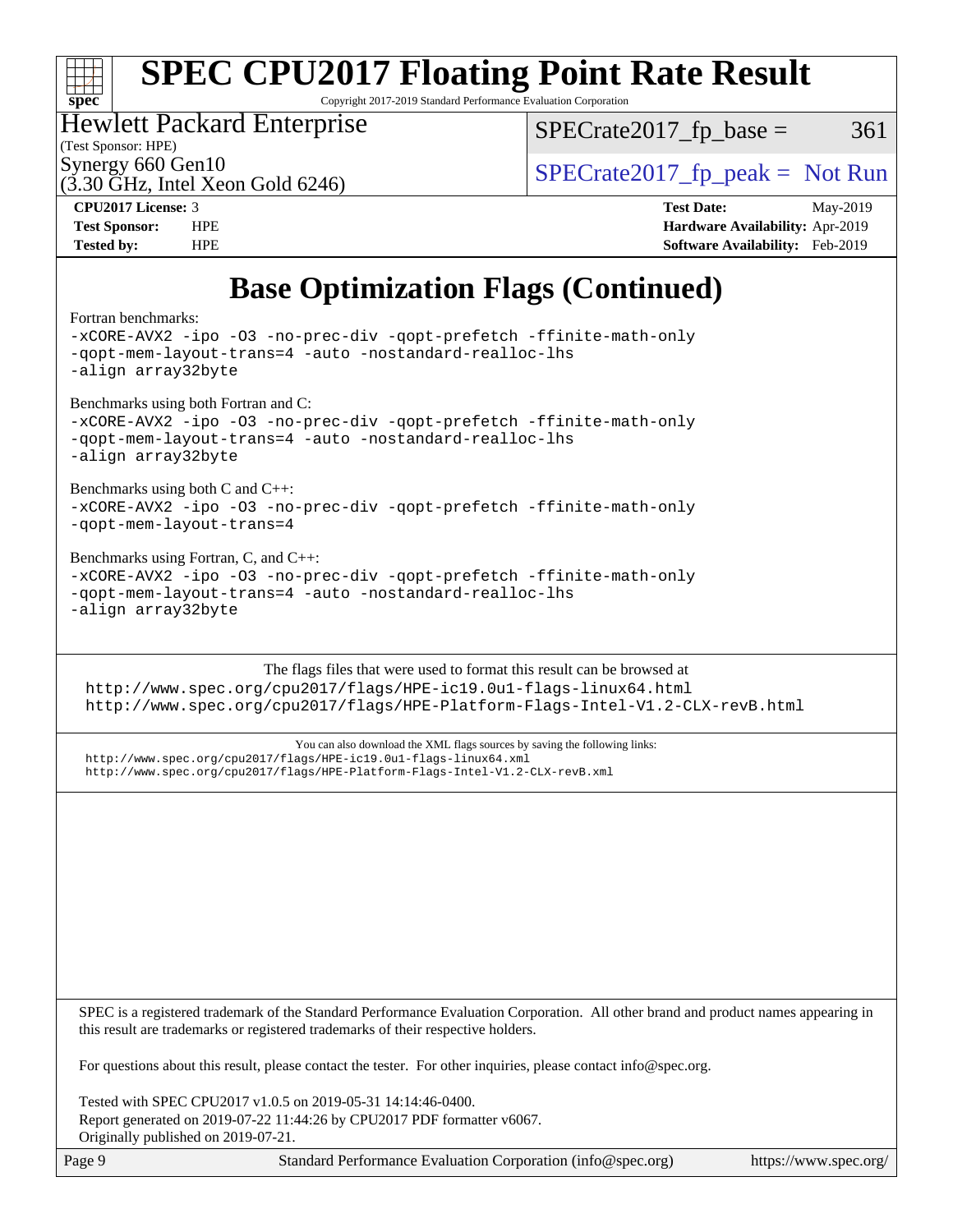# Base Optimization Flags (Continued)

Fortran benchmarks:

```
-xCORE-AVX2 -ipo -O3 -no-prec-div -qopt-prefetch -ffinite-math-only
-qopt-mem-layout-trans=4 -auto -nostandard-realloc-lhs
-align array32byte
```

Benchmarks using both Fortran and C:

```
-xCORE-AVX2 -ipo -O3 -no-prec-div -qopt-prefetch -ffinite-math-only
-qopt-mem-layout-trans=4 -auto -nostandard-realloc-lhs
-align array32byte
```

Benchmarks using both C and C++:

```
-xCORE-AVX2 -ipo -O3 -no-prec-div -qopt-prefetch -ffinite-math-only
-qopt-mem-layout-trans=4
```

Benchmarks using Fortran, C, and C++:

```
-xCORE-AVX2 -ipo -O3 -no-prec-div -qopt-prefetch -ffinite-math-only
-qopt-mem-layout-trans=4 -auto -nostandard-realloc-lhs
-align array32byte
```

The flags files that were used to format this result can be browsed at
http://www.spec.org/cpu2017/flags/HPE-ic19.0u1-flags-linux64.html
http://www.spec.org/cpu2017/flags/HPE-Platform-Flags-Intel-V1.2-CLX-revB.html

You can also download the XML flags sources by saving the following links:
http://www.spec.org/cpu2017/flags/HPE-ic19.0u1-flags-linux64.xml
http://www.spec.org/cpu2017/flags/HPE-Platform-Flags-Intel-V1.2-CLX-revB.xml

SPEC is a registered trademark of the Standard Performance Evaluation Corporation. All other brand and product names appearing in this result are trademarks or registered trademarks of their respective holders.

For questions about this result, please contact the tester. For other inquiries, please contact info@spec.org.

Tested with SPEC CPU2017 v1.0.5 on 2019-05-31 14:14:46-0400.
Report generated on 2019-07-22 11:44:26 by CPU2017 PDF formatter v6067.
Originally published on 2019-07-21.